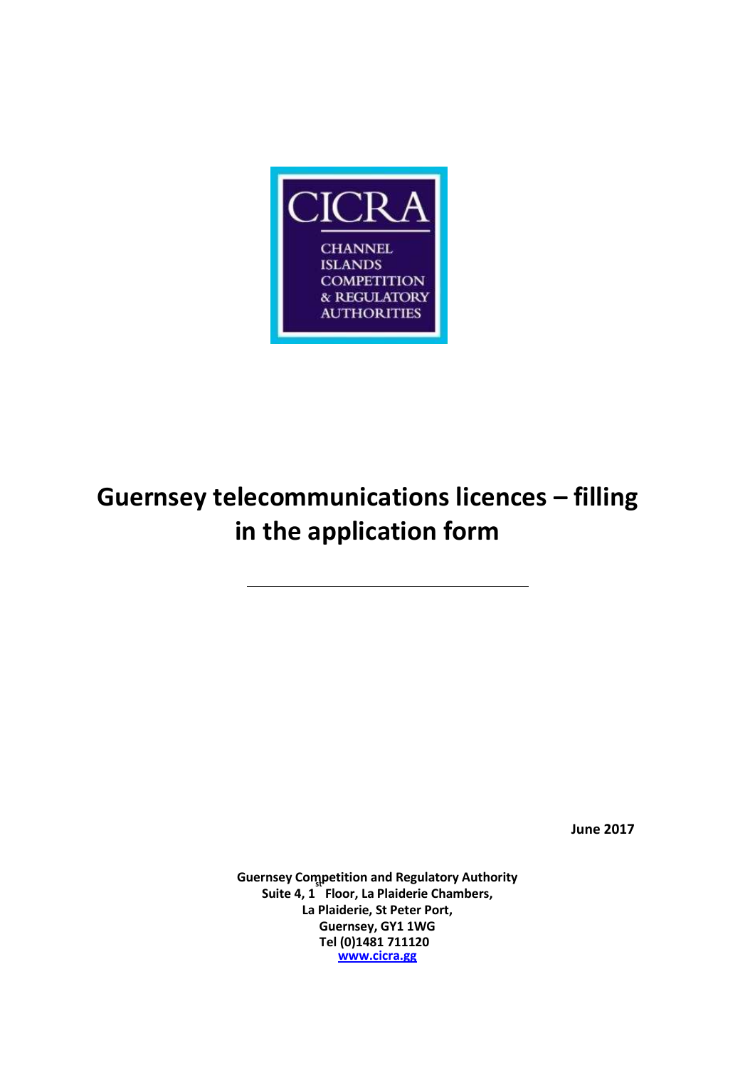CICRA

CHANNEL ISLANDS COMPETITION & REGULATORY AUTHORITIES

# Guernsey telecommunications licences – filling in the application form

---

**June 2017**

**Guernsey Competition and Regulatory Authority**
**Suite 4, 1st Floor, La Plaiderie Chambers,**
**La Plaiderie, St Peter Port,**
**Guernsey, GY1 1WG**
**Tel (0)1481 711120**
**www.cicra.gg**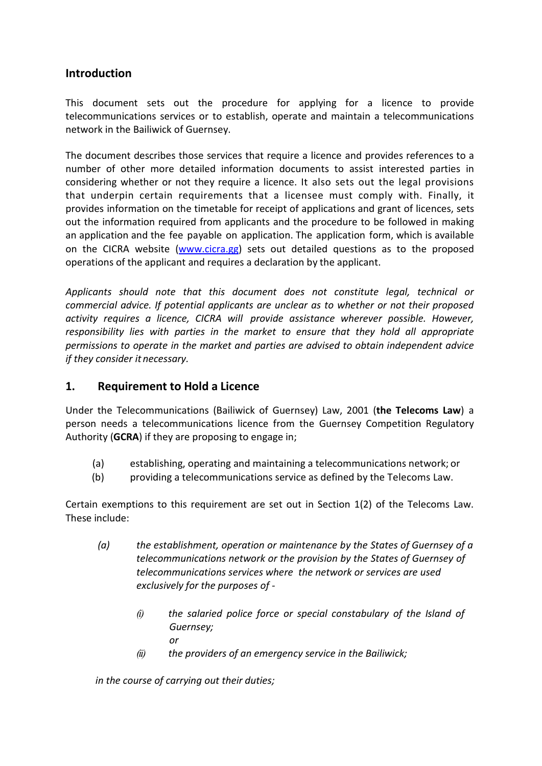## Introduction

This document sets out the procedure for applying for a licence to provide telecommunications services or to establish, operate and maintain a telecommunications network in the Bailiwick of Guernsey.

The document describes those services that require a licence and provides references to a number of other more detailed information documents to assist interested parties in considering whether or not they require a licence. It also sets out the legal provisions that underpin certain requirements that a licensee must comply with. Finally, it provides information on the timetable for receipt of applications and grant of licences, sets out the information required from applicants and the procedure to be followed in making an application and the fee payable on application. The application form, which is available on the CICRA website (www.cicra.gg) sets out detailed questions as to the proposed operations of the applicant and requires a declaration by the applicant.

*Applicants should note that this document does not constitute legal, technical or commercial advice. If potential applicants are unclear as to whether or not their proposed activity requires a licence, CICRA will provide assistance wherever possible. However, responsibility lies with parties in the market to ensure that they hold all appropriate permissions to operate in the market and parties are advised to obtain independent advice if they consider it necessary.*

## 1. Requirement to Hold a Licence

Under the Telecommunications (Bailiwick of Guernsey) Law, 2001 (**the Telecoms Law**) a person needs a telecommunications licence from the Guernsey Competition Regulatory Authority (**GCRA**) if they are proposing to engage in;

(a) establishing, operating and maintaining a telecommunications network; or
(b) providing a telecommunications service as defined by the Telecoms Law.

Certain exemptions to this requirement are set out in Section 1(2) of the Telecoms Law. These include:

*(a) the establishment, operation or maintenance by the States of Guernsey of a telecommunications network or the provision by the States of Guernsey of telecommunications services where the network or services are used exclusively for the purposes of -*

*(i) the salaried police force or special constabulary of the Island of Guernsey;*
*or*
*(ii) the providers of an emergency service in the Bailiwick;*

*in the course of carrying out their duties;*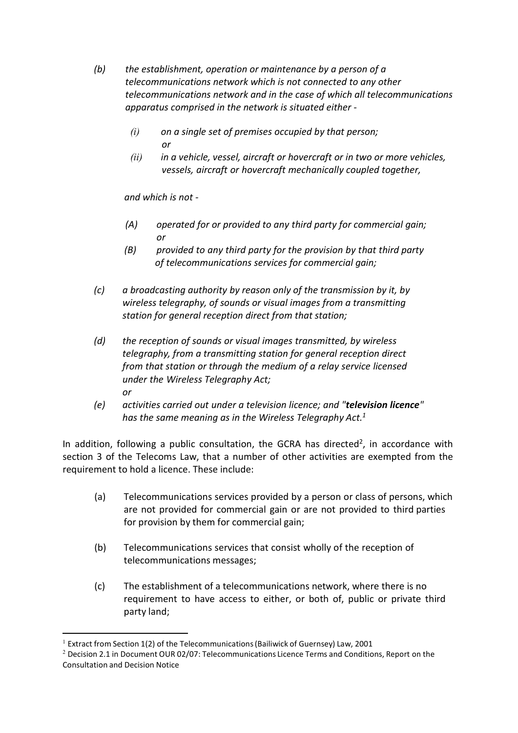*(b) the establishment, operation or maintenance by a person of a telecommunications network which is not connected to any other telecommunications network and in the case of which all telecommunications apparatus comprised in the network is situated either -*

> *(i) on a single set of premises occupied by that person; or*
>
> *(ii) in a vehicle, vessel, aircraft or hovercraft or in two or more vehicles, vessels, aircraft or hovercraft mechanically coupled together,*

*and which is not -*

> *(A) operated for or provided to any third party for commercial gain; or*
>
> *(B) provided to any third party for the provision by that third party of telecommunications services for commercial gain;*

*(c) a broadcasting authority by reason only of the transmission by it, by wireless telegraphy, of sounds or visual images from a transmitting station for general reception direct from that station;*

*(d) the reception of sounds or visual images transmitted, by wireless telegraphy, from a transmitting station for general reception direct from that station or through the medium of a relay service licensed under the Wireless Telegraphy Act; or*

*(e) activities carried out under a television licence; and "**television licence**" has the same meaning as in the Wireless Telegraphy Act.*[1]

In addition, following a public consultation, the GCRA has directed[2], in accordance with section 3 of the Telecoms Law, that a number of other activities are exempted from the requirement to hold a licence. These include:

(a) Telecommunications services provided by a person or class of persons, which are not provided for commercial gain or are not provided to third parties for provision by them for commercial gain;

(b) Telecommunications services that consist wholly of the reception of telecommunications messages;

(c) The establishment of a telecommunications network, where there is no requirement to have access to either, or both of, public or private third party land;

---

[1] Extract from Section 1(2) of the Telecommunications (Bailiwick of Guernsey) Law, 2001

[2] Decision 2.1 in Document OUR 02/07: Telecommunications Licence Terms and Conditions, Report on the Consultation and Decision Notice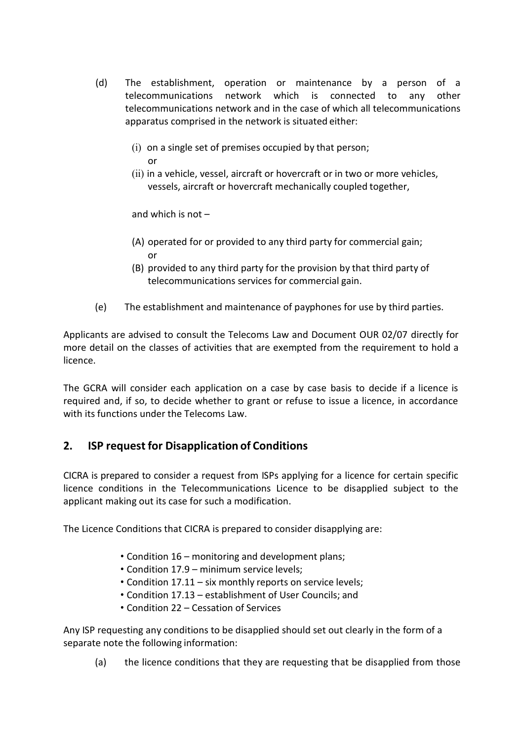(d) The establishment, operation or maintenance by a person of a telecommunications network which is connected to any other telecommunications network and in the case of which all telecommunications apparatus comprised in the network is situated either:

  (i) on a single set of premises occupied by that person;
  or
  (ii) in a vehicle, vessel, aircraft or hovercraft or in two or more vehicles, vessels, aircraft or hovercraft mechanically coupled together,

  and which is not –

  (A) operated for or provided to any third party for commercial gain;
  or
  (B) provided to any third party for the provision by that third party of telecommunications services for commercial gain.

(e) The establishment and maintenance of payphones for use by third parties.

Applicants are advised to consult the Telecoms Law and Document OUR 02/07 directly for more detail on the classes of activities that are exempted from the requirement to hold a licence.

The GCRA will consider each application on a case by case basis to decide if a licence is required and, if so, to decide whether to grant or refuse to issue a licence, in accordance with its functions under the Telecoms Law.

## 2. ISP request for Disapplication of Conditions

CICRA is prepared to consider a request from ISPs applying for a licence for certain specific licence conditions in the Telecommunications Licence to be disapplied subject to the applicant making out its case for such a modification.

The Licence Conditions that CICRA is prepared to consider disapplying are:

- Condition 16 – monitoring and development plans;
- Condition 17.9 – minimum service levels;
- Condition 17.11 – six monthly reports on service levels;
- Condition 17.13 – establishment of User Councils; and
- Condition 22 – Cessation of Services

Any ISP requesting any conditions to be disapplied should set out clearly in the form of a separate note the following information:

(a) the licence conditions that they are requesting that be disapplied from those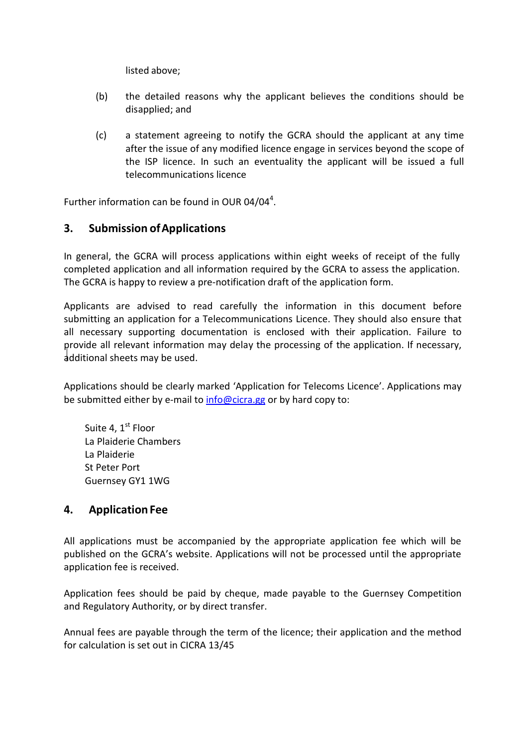listed above;

(b) the detailed reasons why the applicant believes the conditions should be disapplied; and

(c) a statement agreeing to notify the GCRA should the applicant at any time after the issue of any modified licence engage in services beyond the scope of the ISP licence. In such an eventuality the applicant will be issued a full telecommunications licence

Further information can be found in OUR 04/04[4].

## 3. Submission of Applications

In general, the GCRA will process applications within eight weeks of receipt of the fully completed application and all information required by the GCRA to assess the application. The GCRA is happy to review a pre-notification draft of the application form.

Applicants are advised to read carefully the information in this document before submitting an application for a Telecommunications Licence. They should also ensure that all necessary supporting documentation is enclosed with their application. Failure to provide all relevant information may delay the processing of the application. If necessary, additional sheets may be used.

Applications should be clearly marked 'Application for Telecoms Licence'. Applications may be submitted either by e-mail to info@cicra.gg or by hard copy to:

Suite 4, 1st Floor
La Plaiderie Chambers
La Plaiderie
St Peter Port
Guernsey GY1 1WG

## 4. Application Fee

All applications must be accompanied by the appropriate application fee which will be published on the GCRA's website. Applications will not be processed until the appropriate application fee is received.

Application fees should be paid by cheque, made payable to the Guernsey Competition and Regulatory Authority, or by direct transfer.

Annual fees are payable through the term of the licence; their application and the method for calculation is set out in CICRA 13/45